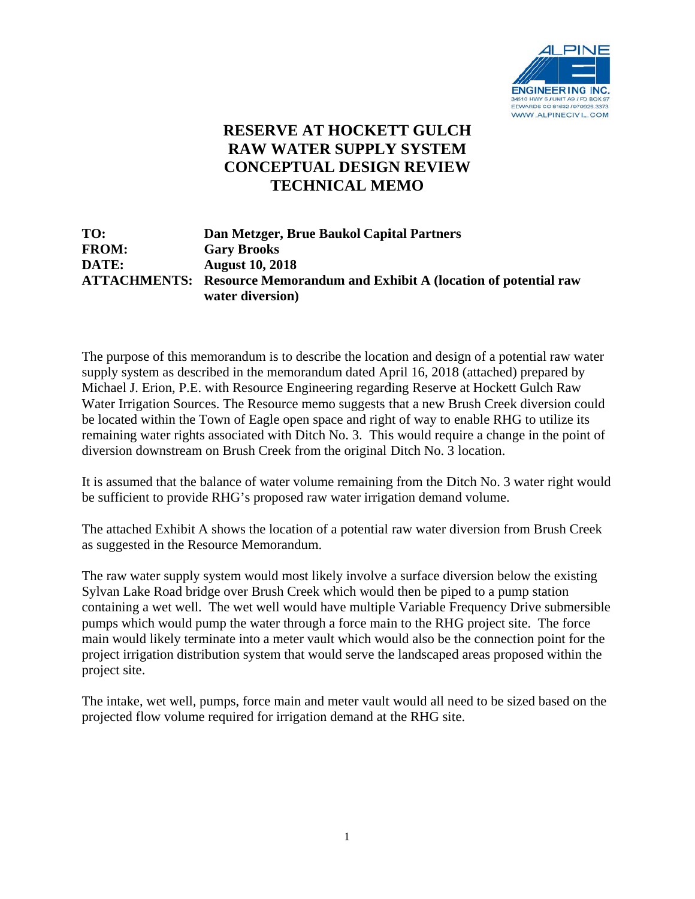# RESERVE AT HOCKETT GULCH
# RAW WATER SUPPLY SYSTEM
# CONCEPTUAL DESIGN REVIEW
# TECHNICAL MEMO

**TO:** Dan Metzger, Brue Baukol Capital Partners
**FROM:** Gary Brooks
**DATE:** August 10, 2018
**ATTACHMENTS:** Resource Memorandum and Exhibit A (location of potential raw water diversion)

The purpose of this memorandum is to describe the location and design of a potential raw water supply system as described in the memorandum dated April 16, 2018 (attached) prepared by Michael J. Erion, P.E. with Resource Engineering regarding Reserve at Hockett Gulch Raw Water Irrigation Sources. The Resource memo suggests that a new Brush Creek diversion could be located within the Town of Eagle open space and right of way to enable RHG to utilize its remaining water rights associated with Ditch No. 3. This would require a change in the point of diversion downstream on Brush Creek from the original Ditch No. 3 location.

It is assumed that the balance of water volume remaining from the Ditch No. 3 water right would be sufficient to provide RHG's proposed raw water irrigation demand volume.

The attached Exhibit A shows the location of a potential raw water diversion from Brush Creek as suggested in the Resource Memorandum.

The raw water supply system would most likely involve a surface diversion below the existing Sylvan Lake Road bridge over Brush Creek which would then be piped to a pump station containing a wet well. The wet well would have multiple Variable Frequency Drive submersible pumps which would pump the water through a force main to the RHG project site. The force main would likely terminate into a meter vault which would also be the connection point for the project irrigation distribution system that would serve the landscaped areas proposed within the project site.

The intake, wet well, pumps, force main and meter vault would all need to be sized based on the projected flow volume required for irrigation demand at the RHG site.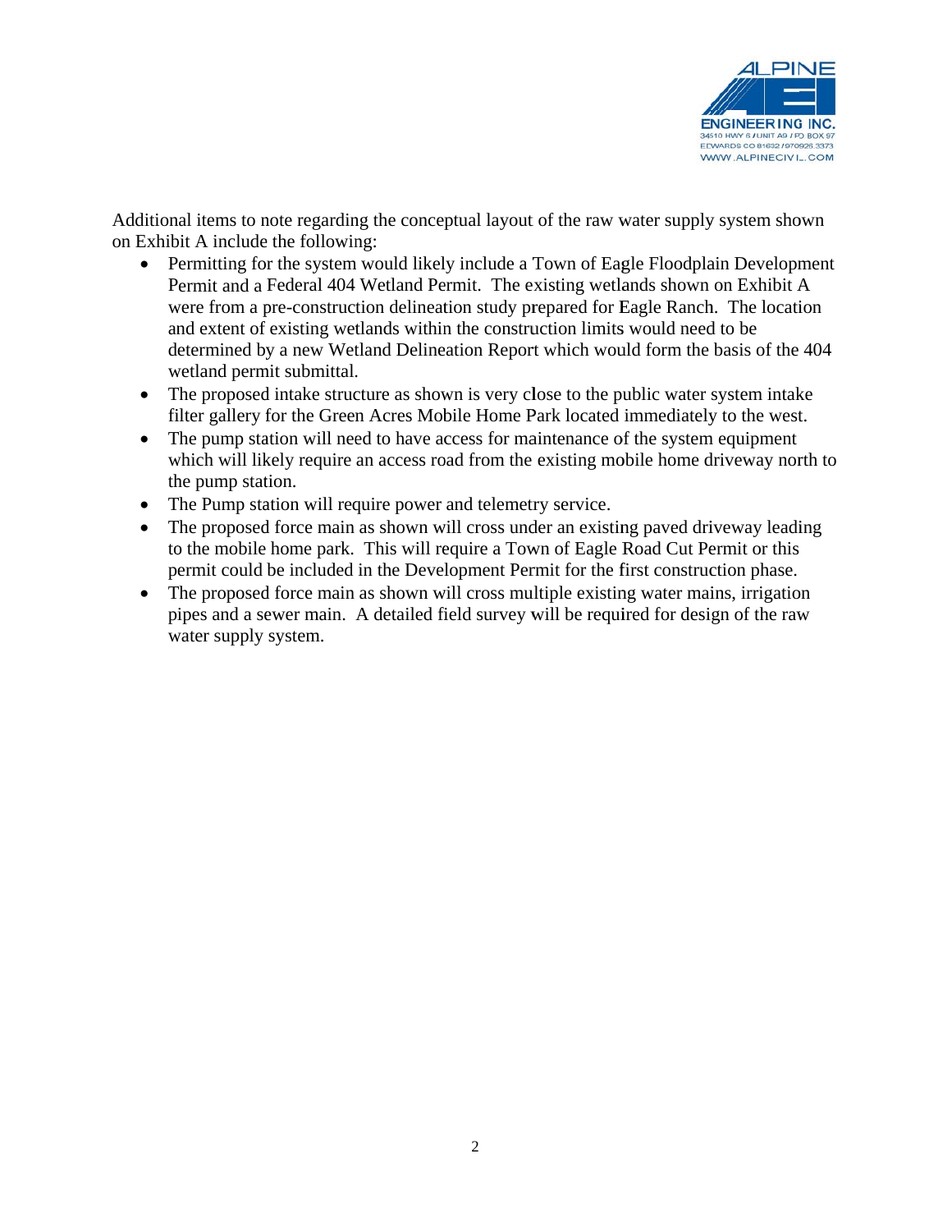Additional items to note regarding the conceptual layout of the raw water supply system shown on Exhibit A include the following:

- Permitting for the system would likely include a Town of Eagle Floodplain Development Permit and a Federal 404 Wetland Permit. The existing wetlands shown on Exhibit A were from a pre-construction delineation study prepared for Eagle Ranch. The location and extent of existing wetlands within the construction limits would need to be determined by a new Wetland Delineation Report which would form the basis of the 404 wetland permit submittal.
- The proposed intake structure as shown is very close to the public water system intake filter gallery for the Green Acres Mobile Home Park located immediately to the west.
- The pump station will need to have access for maintenance of the system equipment which will likely require an access road from the existing mobile home driveway north to the pump station.
- The Pump station will require power and telemetry service.
- The proposed force main as shown will cross under an existing paved driveway leading to the mobile home park. This will require a Town of Eagle Road Cut Permit or this permit could be included in the Development Permit for the first construction phase.
- The proposed force main as shown will cross multiple existing water mains, irrigation pipes and a sewer main. A detailed field survey will be required for design of the raw water supply system.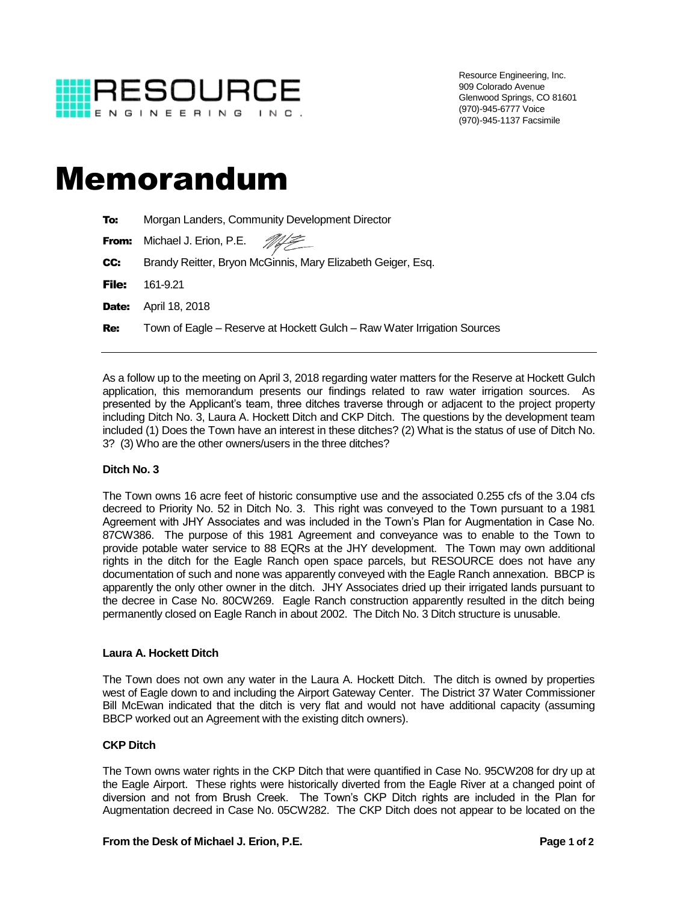Resource Engineering, Inc.
909 Colorado Avenue
Glenwood Springs, CO 81601
(970)-945-6777 Voice
(970)-945-1137 Facsimile

# Memorandum

**To:** Morgan Landers, Community Development Director

**From:** Michael J. Erion, P.E.

**CC:** Brandy Reitter, Bryon McGinnis, Mary Elizabeth Geiger, Esq.

**File:** 161-9.21

**Date:** April 18, 2018

**Re:** Town of Eagle – Reserve at Hockett Gulch – Raw Water Irrigation Sources

---

As a follow up to the meeting on April 3, 2018 regarding water matters for the Reserve at Hockett Gulch application, this memorandum presents our findings related to raw water irrigation sources. As presented by the Applicant's team, three ditches traverse through or adjacent to the project property including Ditch No. 3, Laura A. Hockett Ditch and CKP Ditch. The questions by the development team included (1) Does the Town have an interest in these ditches? (2) What is the status of use of Ditch No. 3? (3) Who are the other owners/users in the three ditches?

### Ditch No. 3

The Town owns 16 acre feet of historic consumptive use and the associated 0.255 cfs of the 3.04 cfs decreed to Priority No. 52 in Ditch No. 3. This right was conveyed to the Town pursuant to a 1981 Agreement with JHY Associates and was included in the Town's Plan for Augmentation in Case No. 87CW386. The purpose of this 1981 Agreement and conveyance was to enable to the Town to provide potable water service to 88 EQRs at the JHY development. The Town may own additional rights in the ditch for the Eagle Ranch open space parcels, but RESOURCE does not have any documentation of such and none was apparently conveyed with the Eagle Ranch annexation. BBCP is apparently the only other owner in the ditch. JHY Associates dried up their irrigated lands pursuant to the decree in Case No. 80CW269. Eagle Ranch construction apparently resulted in the ditch being permanently closed on Eagle Ranch in about 2002. The Ditch No. 3 Ditch structure is unusable.

### Laura A. Hockett Ditch

The Town does not own any water in the Laura A. Hockett Ditch. The ditch is owned by properties west of Eagle down to and including the Airport Gateway Center. The District 37 Water Commissioner Bill McEwan indicated that the ditch is very flat and would not have additional capacity (assuming BBCP worked out an Agreement with the existing ditch owners).

### CKP Ditch

The Town owns water rights in the CKP Ditch that were quantified in Case No. 95CW208 for dry up at the Eagle Airport. These rights were historically diverted from the Eagle River at a changed point of diversion and not from Brush Creek. The Town's CKP Ditch rights are included in the Plan for Augmentation decreed in Case No. 05CW282. The CKP Ditch does not appear to be located on the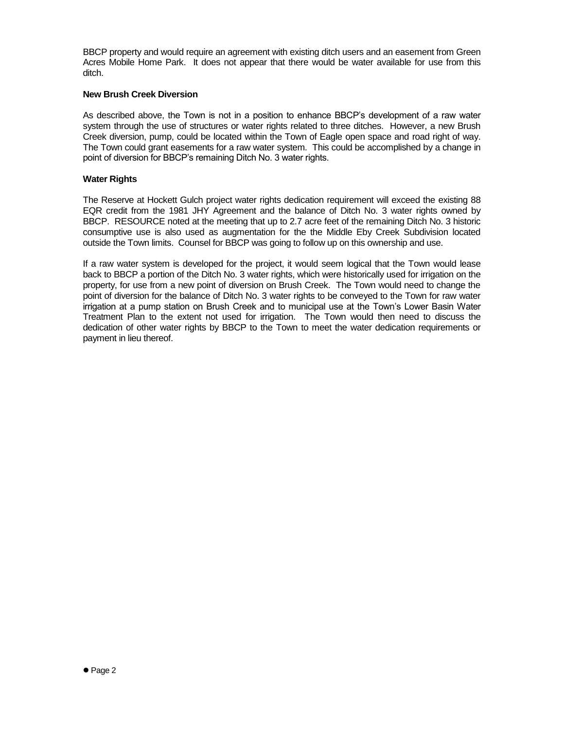BBCP property and would require an agreement with existing ditch users and an easement from Green Acres Mobile Home Park. It does not appear that there would be water available for use from this ditch.

**New Brush Creek Diversion**

As described above, the Town is not in a position to enhance BBCP's development of a raw water system through the use of structures or water rights related to three ditches. However, a new Brush Creek diversion, pump, could be located within the Town of Eagle open space and road right of way. The Town could grant easements for a raw water system. This could be accomplished by a change in point of diversion for BBCP's remaining Ditch No. 3 water rights.

**Water Rights**

The Reserve at Hockett Gulch project water rights dedication requirement will exceed the existing 88 EQR credit from the 1981 JHY Agreement and the balance of Ditch No. 3 water rights owned by BBCP. RESOURCE noted at the meeting that up to 2.7 acre feet of the remaining Ditch No. 3 historic consumptive use is also used as augmentation for the the Middle Eby Creek Subdivision located outside the Town limits. Counsel for BBCP was going to follow up on this ownership and use.

If a raw water system is developed for the project, it would seem logical that the Town would lease back to BBCP a portion of the Ditch No. 3 water rights, which were historically used for irrigation on the property, for use from a new point of diversion on Brush Creek. The Town would need to change the point of diversion for the balance of Ditch No. 3 water rights to be conveyed to the Town for raw water irrigation at a pump station on Brush Creek and to municipal use at the Town's Lower Basin Water Treatment Plan to the extent not used for irrigation. The Town would then need to discuss the dedication of other water rights by BBCP to the Town to meet the water dedication requirements or payment in lieu thereof.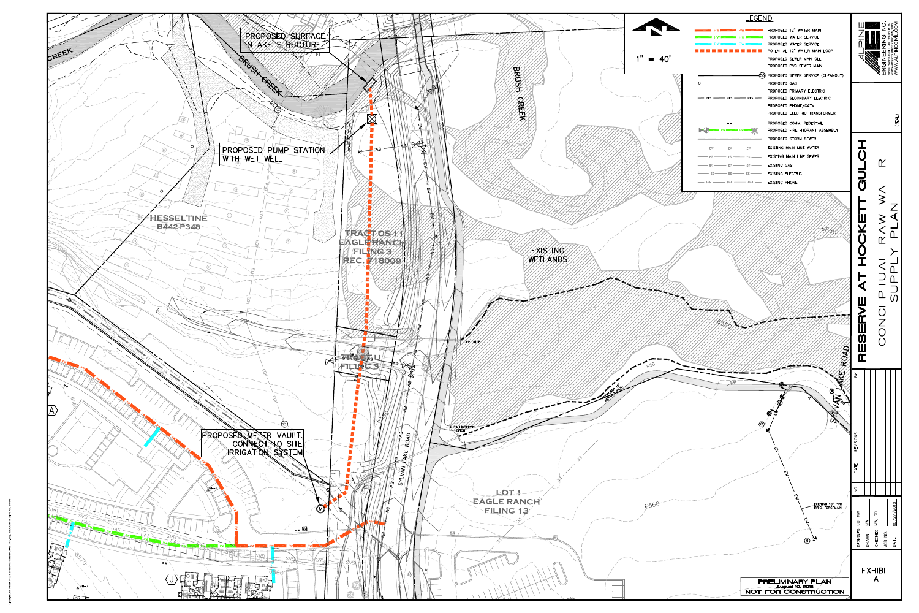# RESERVE AT HOCKETT GULCH

## CONCEPTUAL RAW WATER SUPPLY PLAN

EXHIBIT A

1" = 40'

PROPOSED SURFACE INTAKE STRUCTURE

PROPOSED PUMP STATION WITH WET WELL

PROPOSED METER VAULT. CONNECT TO SITE IRRIGATION SYSTEM

BRUSH CREEK

HESSELTINE B442-P348

TRACT OS-11 EAGLE RANCH FILING 3 REC. 718009

TRACT U FILING 3

EXISTING WETLANDS

LOT 1 EAGLE RANCH FILING 13

SYLVAN LAKE ROAD

LAURA HOCKETT DITCH

EXISTING 10" PVC IRRIG. FORCEMAIN

### LEGEND

- PROPOSED 12" WATER MAIN
- PROPOSED WATER SERVICE
- PROPOSED WATER SERVICE
- POTENTIAL 12" WATER MAIN LOOP
- PROPOSED SEWER MANHOLE
- PROPOSED PVC SEWER MAIN
- PROPOSED SEWER SERVICE (CLEANOUT)
- PROPOSED GAS
- PROPOSED PRIMARY ELECTRIC
- PROPOSED SECONDARY ELECTRIC
- PROPOSED PHONE/CATV
- PROPOSED ELECTRIC TRANSFORMER
- PROPOSED COMM. PEDESTAL
- PROPOSED FIRE HYDRANT ASSEMBLY
- PROPOSED STORM SEWER
- EXISTING MAIN LINE WATER
- EXISTING MAIN LINE SEWER
- EXISTING GAS
- EXISTING ELECTRIC
- EXISTING PHONE

ALPINE ENGINEERING INC. WWW.ALPINECIVIL.COM

| | |
|---|---|
| DESIGNED | DB, WW |
| DRAWN | WW |
| CHECKED | WW, DB |
| JOB NO. | |
| DATE | 05/21/2018 |

PRELIMINARY PLAN
August 10, 2018
NOT FOR CONSTRUCTION